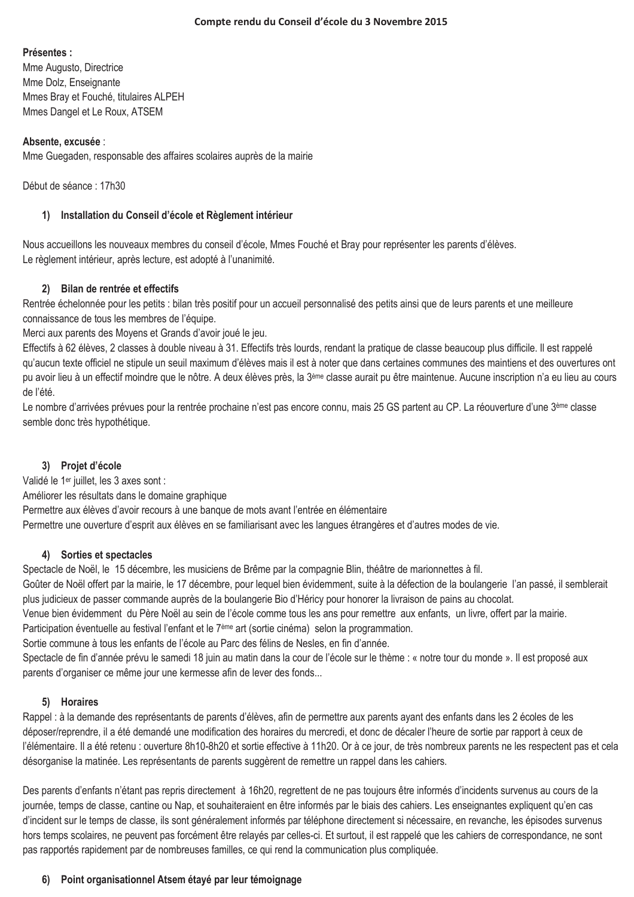# Compte rendu du Conseil d'école du 3 Novembre 2015

**Présentes :**
Mme Augusto, Directrice
Mme Dolz, Enseignante
Mmes Bray et Fouché, titulaires ALPEH
Mmes Dangel et Le Roux, ATSEM

**Absente, excusée** :
Mme Guegaden, responsable des affaires scolaires auprès de la mairie

Début de séance : 17h30

## 1) Installation du Conseil d'école et Règlement intérieur

Nous accueillons les nouveaux membres du conseil d'école, Mmes Fouché et Bray pour représenter les parents d'élèves.
Le règlement intérieur, après lecture, est adopté à l'unanimité.

## 2) Bilan de rentrée et effectifs

Rentrée échelonnée pour les petits : bilan très positif pour un accueil personnalisé des petits ainsi que de leurs parents et une meilleure connaissance de tous les membres de l'équipe.
Merci aux parents des Moyens et Grands d'avoir joué le jeu.
Effectifs à 62 élèves, 2 classes à double niveau à 31. Effectifs très lourds, rendant la pratique de classe beaucoup plus difficile. Il est rappelé qu'aucun texte officiel ne stipule un seuil maximum d'élèves mais il est à noter que dans certaines communes des maintiens et des ouvertures ont pu avoir lieu à un effectif moindre que le nôtre. A deux élèves près, la 3ème classe aurait pu être maintenue. Aucune inscription n'a eu lieu au cours de l'été.
Le nombre d'arrivées prévues pour la rentrée prochaine n'est pas encore connu, mais 25 GS partent au CP. La réouverture d'une 3ème classe semble donc très hypothétique.

## 3) Projet d'école

Validé le 1er juillet, les 3 axes sont :
Améliorer les résultats dans le domaine graphique
Permettre aux élèves d'avoir recours à une banque de mots avant l'entrée en élémentaire
Permettre une ouverture d'esprit aux élèves en se familiarisant avec les langues étrangères et d'autres modes de vie.

## 4) Sorties et spectacles

Spectacle de Noël, le 15 décembre, les musiciens de Brême par la compagnie Blin, théâtre de marionnettes à fil.
Goûter de Noël offert par la mairie, le 17 décembre, pour lequel bien évidemment, suite à la défection de la boulangerie l'an passé, il semblerait plus judicieux de passer commande auprès de la boulangerie Bio d'Héricy pour honorer la livraison de pains au chocolat.
Venue bien évidemment du Père Noël au sein de l'école comme tous les ans pour remettre aux enfants, un livre, offert par la mairie.
Participation éventuelle au festival l'enfant et le 7ème art (sortie cinéma) selon la programmation.
Sortie commune à tous les enfants de l'école au Parc des félins de Nesles, en fin d'année.
Spectacle de fin d'année prévu le samedi 18 juin au matin dans la cour de l'école sur le thème : « notre tour du monde ». Il est proposé aux parents d'organiser ce même jour une kermesse afin de lever des fonds...

## 5) Horaires

Rappel : à la demande des représentants de parents d'élèves, afin de permettre aux parents ayant des enfants dans les 2 écoles de les déposer/reprendre, il a été demandé une modification des horaires du mercredi, et donc de décaler l'heure de sortie par rapport à ceux de l'élémentaire. Il a été retenu : ouverture 8h10-8h20 et sortie effective à 11h20. Or à ce jour, de très nombreux parents ne les respectent pas et cela désorganise la matinée. Les représentants de parents suggèrent de remettre un rappel dans les cahiers.

Des parents d'enfants n'étant pas repris directement à 16h20, regrettent de ne pas toujours être informés d'incidents survenus au cours de la journée, temps de classe, cantine ou Nap, et souhaiteraient en être informés par le biais des cahiers. Les enseignantes expliquent qu'en cas d'incident sur le temps de classe, ils sont généralement informés par téléphone directement si nécessaire, en revanche, les épisodes survenus hors temps scolaires, ne peuvent pas forcément être relayés par celles-ci. Et surtout, il est rappelé que les cahiers de correspondance, ne sont pas rapportés rapidement par de nombreuses familles, ce qui rend la communication plus compliquée.

## 6) Point organisationnel Atsem étayé par leur témoignage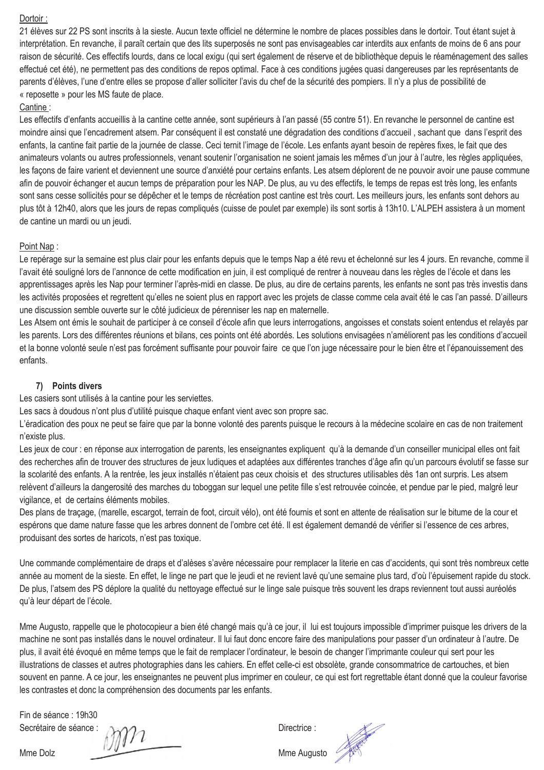Dortoir :

21 élèves sur 22 PS sont inscrits à la sieste. Aucun texte officiel ne détermine le nombre de places possibles dans le dortoir. Tout étant sujet à interprétation. En revanche, il paraît certain que des lits superposés ne sont pas envisageables car interdits aux enfants de moins de 6 ans pour raison de sécurité. Ces effectifs lourds, dans ce local exigu (qui sert également de réserve et de bibliothèque depuis le réaménagement des salles effectué cet été), ne permettent pas des conditions de repos optimal. Face à ces conditions jugées quasi dangereuses par les représentants de parents d'élèves, l'une d'entre elles se propose d'aller solliciter l'avis du chef de la sécurité des pompiers. Il n'y a plus de possibilité de « reposette » pour les MS faute de place.

Cantine :

Les effectifs d'enfants accueillis à la cantine cette année, sont supérieurs à l'an passé (55 contre 51). En revanche le personnel de cantine est moindre ainsi que l'encadrement atsem. Par conséquent il est constaté une dégradation des conditions d'accueil , sachant que dans l'esprit des enfants, la cantine fait partie de la journée de classe. Ceci ternit l'image de l'école. Les enfants ayant besoin de repères fixes, le fait que des animateurs volants ou autres professionnels, venant soutenir l'organisation ne soient jamais les mêmes d'un jour à l'autre, les règles appliquées, les façons de faire varient et deviennent une source d'anxiété pour certains enfants. Les atsem déplorent de ne pouvoir avoir une pause commune afin de pouvoir échanger et aucun temps de préparation pour les NAP. De plus, au vu des effectifs, le temps de repas est très long, les enfants sont sans cesse sollicités pour se dépêcher et le temps de récréation post cantine est très court. Les meilleurs jours, les enfants sont dehors au plus tôt à 12h40, alors que les jours de repas compliqués (cuisse de poulet par exemple) ils sont sortis à 13h10. L'ALPEH assistera à un moment de cantine un mardi ou un jeudi.

Point Nap :

Le repérage sur la semaine est plus clair pour les enfants depuis que le temps Nap a été revu et échelonné sur les 4 jours. En revanche, comme il l'avait été souligné lors de l'annonce de cette modification en juin, il est compliqué de rentrer à nouveau dans les règles de l'école et dans les apprentissages après les Nap pour terminer l'après-midi en classe. De plus, au dire de certains parents, les enfants ne sont pas très investis dans les activités proposées et regrettent qu'elles ne soient plus en rapport avec les projets de classe comme cela avait été le cas l'an passé. D'ailleurs une discussion semble ouverte sur le côté judicieux de pérenniser les nap en maternelle.

Les Atsem ont émis le souhait de participer à ce conseil d'école afin que leurs interrogations, angoisses et constats soient entendus et relayés par les parents. Lors des différentes réunions et bilans, ces points ont été abordés. Les solutions envisagées n'améliorent pas les conditions d'accueil et la bonne volonté seule n'est pas forcément suffisante pour pouvoir faire ce que l'on juge nécessaire pour le bien être et l'épanouissement des enfants.

## 7) Points divers

Les casiers sont utilisés à la cantine pour les serviettes.

Les sacs à doudous n'ont plus d'utilité puisque chaque enfant vient avec son propre sac.

L'éradication des poux ne peut se faire que par la bonne volonté des parents puisque le recours à la médecine scolaire en cas de non traitement n'existe plus.

Les jeux de cour : en réponse aux interrogation de parents, les enseignantes expliquent qu'à la demande d'un conseiller municipal elles ont fait des recherches afin de trouver des structures de jeux ludiques et adaptées aux différentes tranches d'âge afin qu'un parcours évolutif se fasse sur la scolarité des enfants. A la rentrée, les jeux installés n'étaient pas ceux choisis et des structures utilisables dès 1an ont surpris. Les atsem relèvent d'ailleurs la dangerosité des marches du toboggan sur lequel une petite fille s'est retrouvée coincée, et pendue par le pied, malgré leur vigilance, et de certains éléments mobiles.

Des plans de traçage, (marelle, escargot, terrain de foot, circuit vélo), ont été fournis et sont en attente de réalisation sur le bitume de la cour et espérons que dame nature fasse que les arbres donnent de l'ombre cet été. Il est également demandé de vérifier si l'essence de ces arbres, produisant des sortes de haricots, n'est pas toxique.

Une commande complémentaire de draps et d'alèses s'avère nécessaire pour remplacer la literie en cas d'accidents, qui sont très nombreux cette année au moment de la sieste. En effet, le linge ne part que le jeudi et ne revient lavé qu'une semaine plus tard, d'où l'épuisement rapide du stock. De plus, l'atsem des PS déplore la qualité du nettoyage effectué sur le linge sale puisque très souvent les draps reviennent tout aussi auréolés qu'à leur départ de l'école.

Mme Augusto, rappelle que le photocopieur a bien été changé mais qu'à ce jour, il lui est toujours impossible d'imprimer puisque les drivers de la machine ne sont pas installés dans le nouvel ordinateur. Il lui faut donc encore faire des manipulations pour passer d'un ordinateur à l'autre. De plus, il avait été évoqué en même temps que le fait de remplacer l'ordinateur, le besoin de changer l'imprimante couleur qui sert pour les illustrations de classes et autres photographies dans les cahiers. En effet celle-ci est obsolète, grande consommatrice de cartouches, et bien souvent en panne. A ce jour, les enseignantes ne peuvent plus imprimer en couleur, ce qui est fort regrettable étant donné que la couleur favorise les contrastes et donc la compréhension des documents par les enfants.

Fin de séance : 19h30

Secrétaire de séance : Mme Dolz

Directrice : Mme Augusto